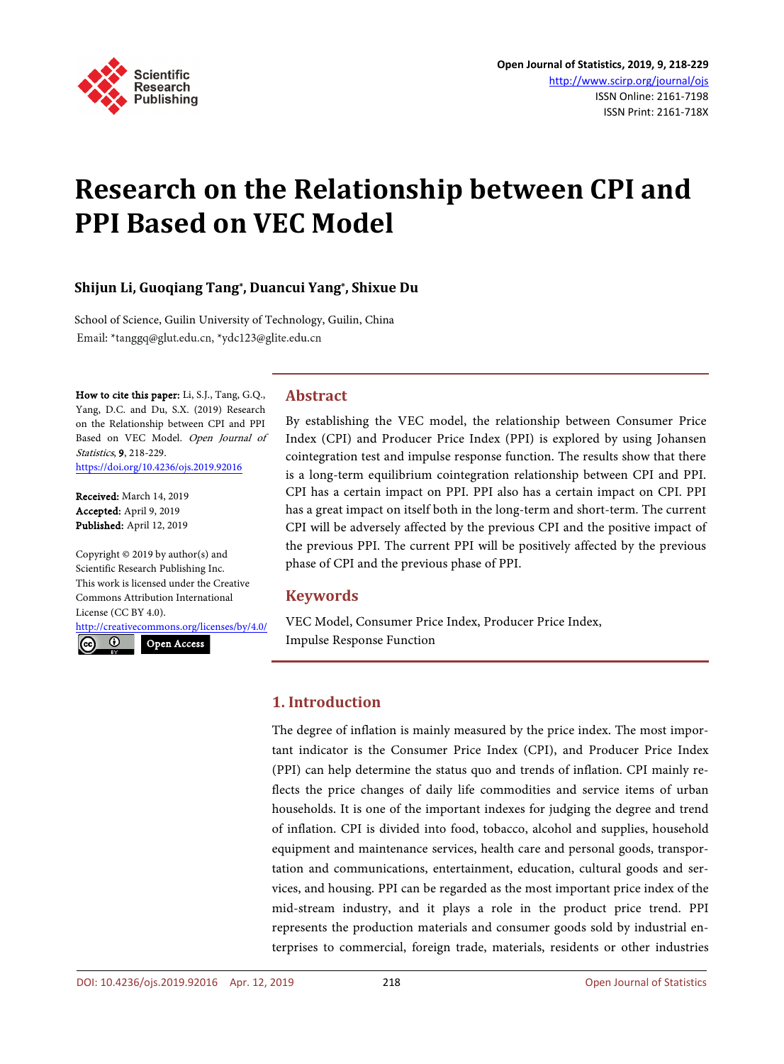# Research on the Relationship between CPI and PPI Based on VEC Model

**Shijun Li, Guoqiang Tang*, Duancui Yang*, Shixue Du**

School of Science, Guilin University of Technology, Guilin, China
Email: *tanggq@glut.edu.cn, *ydc123@glite.edu.cn

**How to cite this paper:** Li, S.J., Tang, G.Q., Yang, D.C. and Du, S.X. (2019) Research on the Relationship between CPI and PPI Based on VEC Model. *Open Journal of Statistics*, **9**, 218-229.
https://doi.org/10.4236/ojs.2019.92016

**Received:** March 14, 2019
**Accepted:** April 9, 2019
**Published:** April 12, 2019

Copyright © 2019 by author(s) and Scientific Research Publishing Inc.
This work is licensed under the Creative Commons Attribution International License (CC BY 4.0).
http://creativecommons.org/licenses/by/4.0/
Open Access

## Abstract

By establishing the VEC model, the relationship between Consumer Price Index (CPI) and Producer Price Index (PPI) is explored by using Johansen cointegration test and impulse response function. The results show that there is a long-term equilibrium cointegration relationship between CPI and PPI. CPI has a certain impact on PPI. PPI also has a certain impact on CPI. PPI has a great impact on itself both in the long-term and short-term. The current CPI will be adversely affected by the previous CPI and the positive impact of the previous PPI. The current PPI will be positively affected by the previous phase of CPI and the previous phase of PPI.

## Keywords

VEC Model, Consumer Price Index, Producer Price Index, Impulse Response Function

## 1. Introduction

The degree of inflation is mainly measured by the price index. The most important indicator is the Consumer Price Index (CPI), and Producer Price Index (PPI) can help determine the status quo and trends of inflation. CPI mainly reflects the price changes of daily life commodities and service items of urban households. It is one of the important indexes for judging the degree and trend of inflation. CPI is divided into food, tobacco, alcohol and supplies, household equipment and maintenance services, health care and personal goods, transportation and communications, entertainment, education, cultural goods and services, and housing. PPI can be regarded as the most important price index of the mid-stream industry, and it plays a role in the product price trend. PPI represents the production materials and consumer goods sold by industrial enterprises to commercial, foreign trade, materials, residents or other industries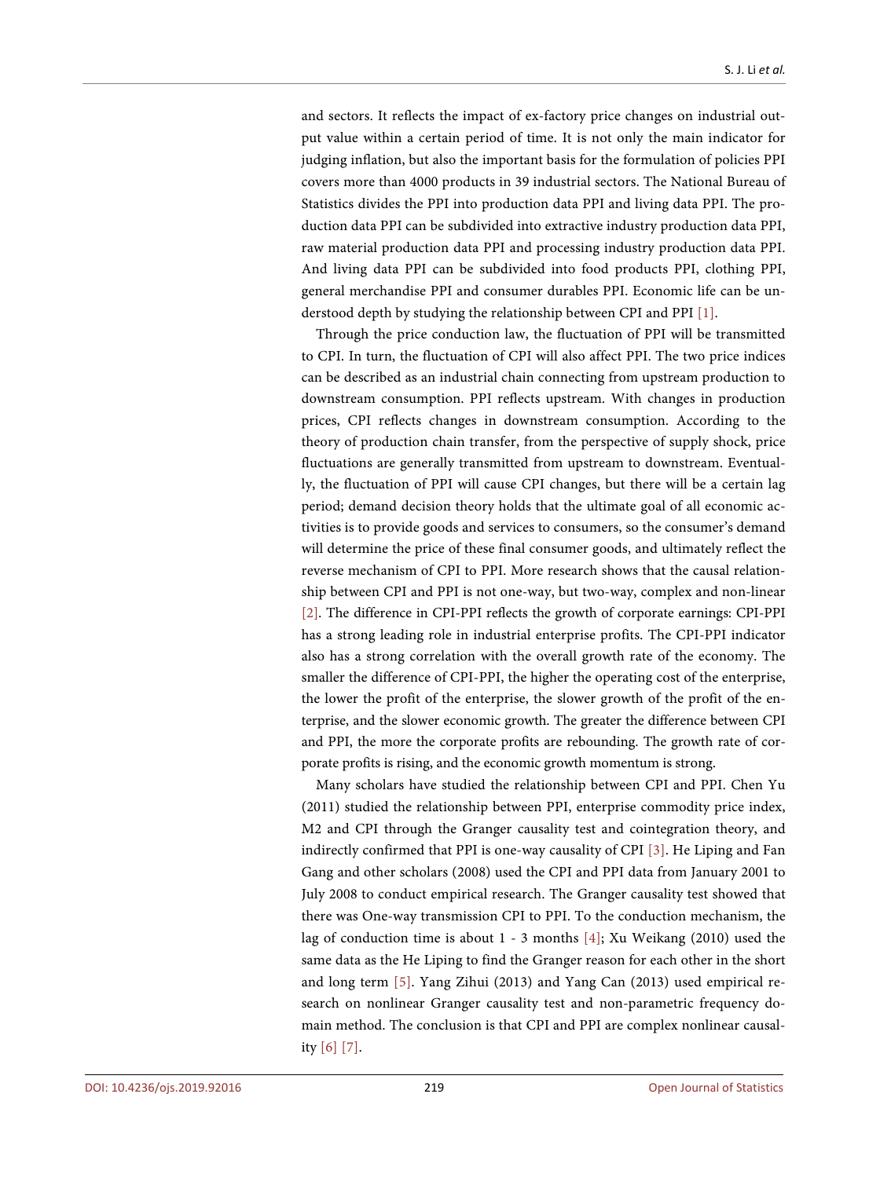and sectors. It reflects the impact of ex-factory price changes on industrial output value within a certain period of time. It is not only the main indicator for judging inflation, but also the important basis for the formulation of policies PPI covers more than 4000 products in 39 industrial sectors. The National Bureau of Statistics divides the PPI into production data PPI and living data PPI. The production data PPI can be subdivided into extractive industry production data PPI, raw material production data PPI and processing industry production data PPI. And living data PPI can be subdivided into food products PPI, clothing PPI, general merchandise PPI and consumer durables PPI. Economic life can be understood depth by studying the relationship between CPI and PPI [1].

Through the price conduction law, the fluctuation of PPI will be transmitted to CPI. In turn, the fluctuation of CPI will also affect PPI. The two price indices can be described as an industrial chain connecting from upstream production to downstream consumption. PPI reflects upstream. With changes in production prices, CPI reflects changes in downstream consumption. According to the theory of production chain transfer, from the perspective of supply shock, price fluctuations are generally transmitted from upstream to downstream. Eventually, the fluctuation of PPI will cause CPI changes, but there will be a certain lag period; demand decision theory holds that the ultimate goal of all economic activities is to provide goods and services to consumers, so the consumer's demand will determine the price of these final consumer goods, and ultimately reflect the reverse mechanism of CPI to PPI. More research shows that the causal relationship between CPI and PPI is not one-way, but two-way, complex and non-linear [2]. The difference in CPI-PPI reflects the growth of corporate earnings: CPI-PPI has a strong leading role in industrial enterprise profits. The CPI-PPI indicator also has a strong correlation with the overall growth rate of the economy. The smaller the difference of CPI-PPI, the higher the operating cost of the enterprise, the lower the profit of the enterprise, the slower growth of the profit of the enterprise, and the slower economic growth. The greater the difference between CPI and PPI, the more the corporate profits are rebounding. The growth rate of corporate profits is rising, and the economic growth momentum is strong.

Many scholars have studied the relationship between CPI and PPI. Chen Yu (2011) studied the relationship between PPI, enterprise commodity price index, M2 and CPI through the Granger causality test and cointegration theory, and indirectly confirmed that PPI is one-way causality of CPI [3]. He Liping and Fan Gang and other scholars (2008) used the CPI and PPI data from January 2001 to July 2008 to conduct empirical research. The Granger causality test showed that there was One-way transmission CPI to PPI. To the conduction mechanism, the lag of conduction time is about 1 - 3 months [4]; Xu Weikang (2010) used the same data as the He Liping to find the Granger reason for each other in the short and long term [5]. Yang Zihui (2013) and Yang Can (2013) used empirical research on nonlinear Granger causality test and non-parametric frequency domain method. The conclusion is that CPI and PPI are complex nonlinear causality [6] [7].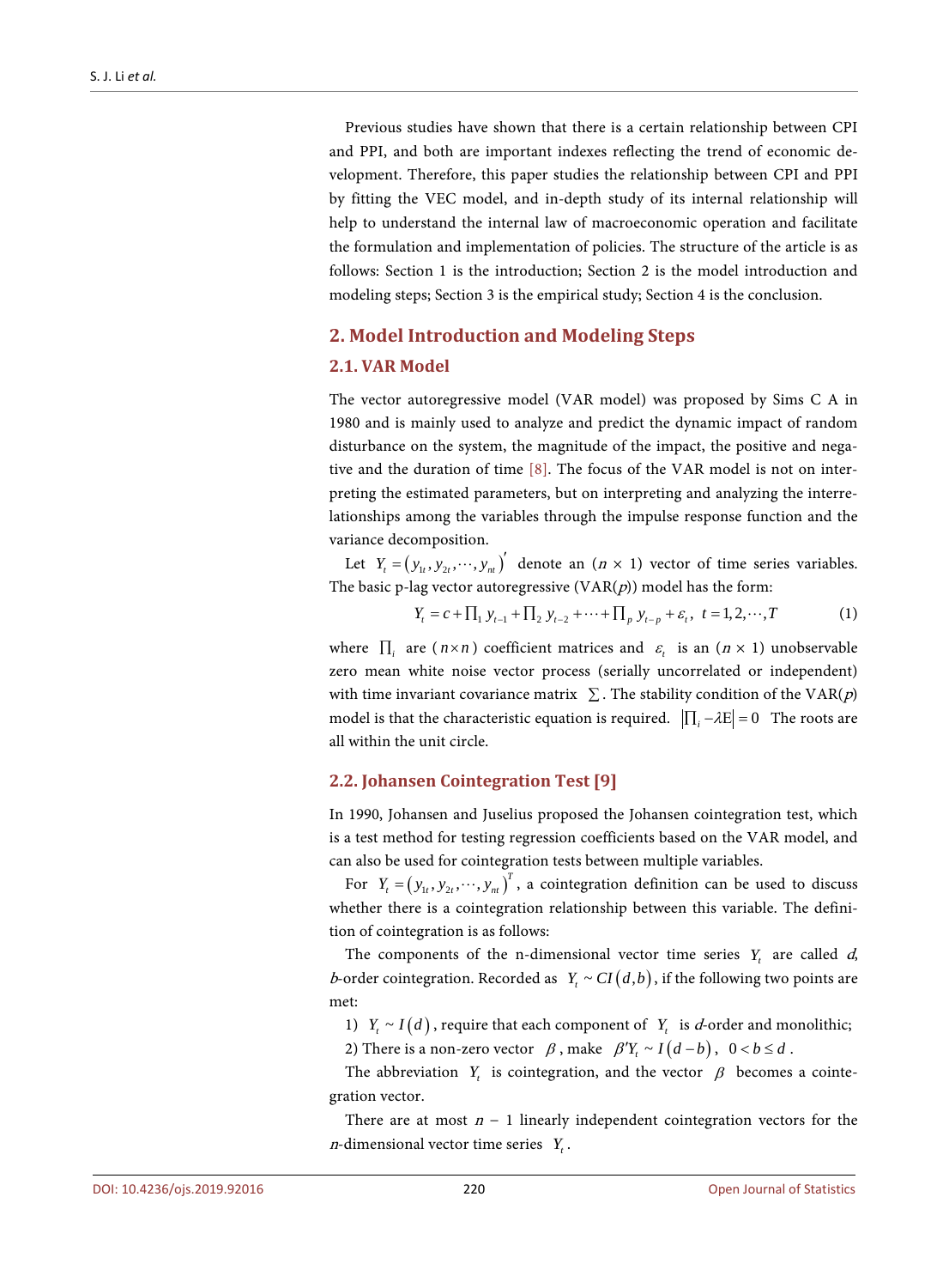Previous studies have shown that there is a certain relationship between CPI and PPI, and both are important indexes reflecting the trend of economic development. Therefore, this paper studies the relationship between CPI and PPI by fitting the VEC model, and in-depth study of its internal relationship will help to understand the internal law of macroeconomic operation and facilitate the formulation and implementation of policies. The structure of the article is as follows: Section 1 is the introduction; Section 2 is the model introduction and modeling steps; Section 3 is the empirical study; Section 4 is the conclusion.

## 2. Model Introduction and Modeling Steps

### 2.1. VAR Model

The vector autoregressive model (VAR model) was proposed by Sims C A in 1980 and is mainly used to analyze and predict the dynamic impact of random disturbance on the system, the magnitude of the impact, the positive and negative and the duration of time [8]. The focus of the VAR model is not on interpreting the estimated parameters, but on interpreting and analyzing the interrelationships among the variables through the impulse response function and the variance decomposition.

Let $Y_t = (y_{1t}, y_{2t}, \cdots, y_{nt})'$ denote an $(n \times 1)$ vector of time series variables. The basic p-lag vector autoregressive (VAR($p$)) model has the form:

$$Y_t = c + \prod_1 y_{t-1} + \prod_2 y_{t-2} + \cdots + \prod_p y_{t-p} + \varepsilon_t,\ t = 1, 2, \cdots, T \tag{1}$$

where $\prod_i$ are $(n \times n)$ coefficient matrices and $\varepsilon_t$ is an $(n \times 1)$ unobservable zero mean white noise vector process (serially uncorrelated or independent) with time invariant covariance matrix $\sum$. The stability condition of the VAR($p$) model is that the characteristic equation is required. $\left|\prod_i - \lambda \mathrm{E}\right| = 0$ The roots are all within the unit circle.

### 2.2. Johansen Cointegration Test [9]

In 1990, Johansen and Juselius proposed the Johansen cointegration test, which is a test method for testing regression coefficients based on the VAR model, and can also be used for cointegration tests between multiple variables.

For $Y_t = (y_{1t}, y_{2t}, \cdots, y_{nt})^T$, a cointegration definition can be used to discuss whether there is a cointegration relationship between this variable. The definition of cointegration is as follows:

The components of the n-dimensional vector time series $Y_t$ are called $d$, $b$-order cointegration. Recorded as $Y_t \sim CI(d, b)$, if the following two points are met:

1) $Y_t \sim I(d)$, require that each component of $Y_t$ is $d$-order and monolithic;

2) There is a non-zero vector $\beta$, make $\beta' Y_t \sim I(d-b)$, $0 < b \le d$.

The abbreviation $Y_t$ is cointegration, and the vector $\beta$ becomes a cointegration vector.

There are at most $n - 1$ linearly independent cointegration vectors for the $n$-dimensional vector time series $Y_t$.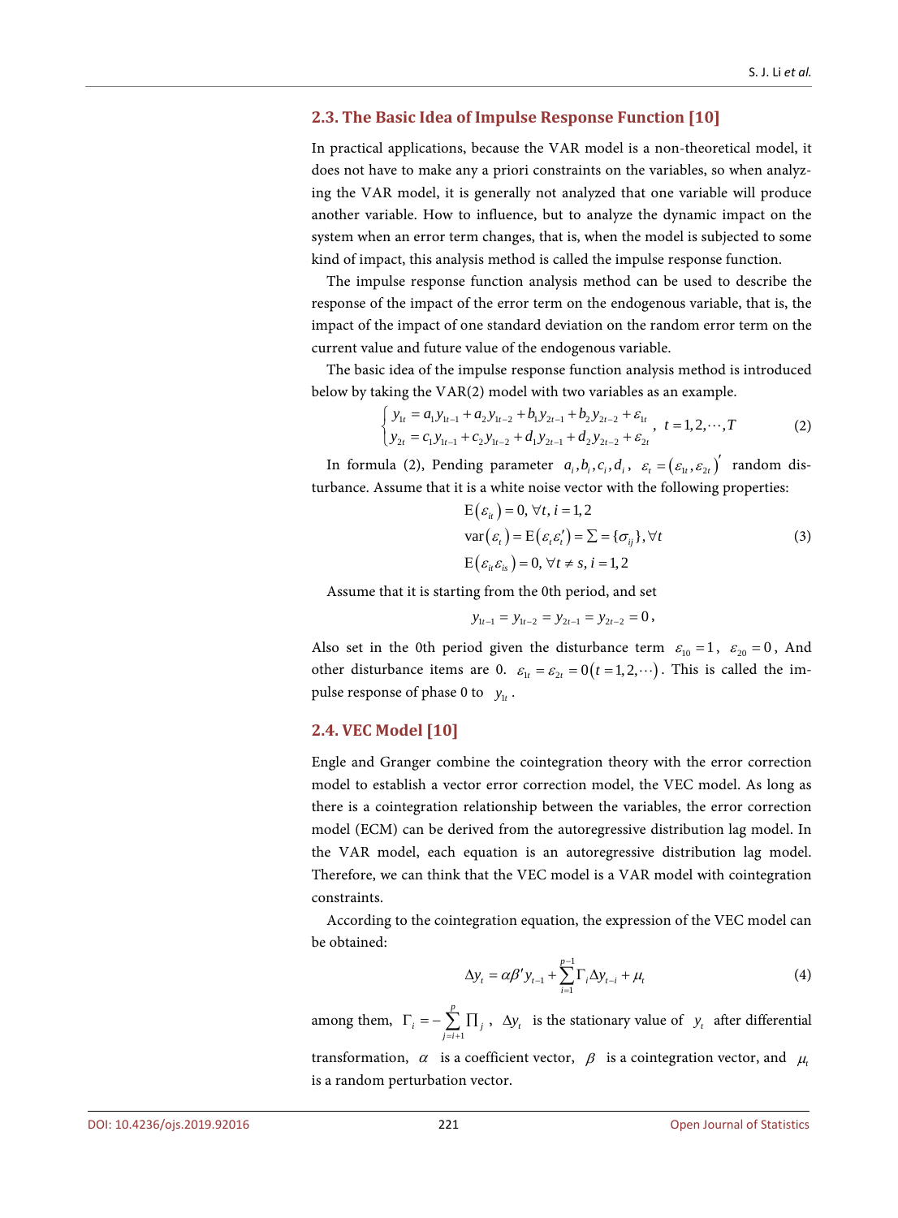### 2.3. The Basic Idea of Impulse Response Function [10]

In practical applications, because the VAR model is a non-theoretical model, it does not have to make any a priori constraints on the variables, so when analyzing the VAR model, it is generally not analyzed that one variable will produce another variable. How to influence, but to analyze the dynamic impact on the system when an error term changes, that is, when the model is subjected to some kind of impact, this analysis method is called the impulse response function.

The impulse response function analysis method can be used to describe the response of the impact of the error term on the endogenous variable, that is, the impact of the impact of one standard deviation on the random error term on the current value and future value of the endogenous variable.

The basic idea of the impulse response function analysis method is introduced below by taking the VAR(2) model with two variables as an example.

$$\begin{cases} y_{1t} = a_1 y_{1t-1} + a_2 y_{1t-2} + b_1 y_{2t-1} + b_2 y_{2t-2} + \varepsilon_{1t} \\ y_{2t} = c_1 y_{1t-1} + c_2 y_{1t-2} + d_1 y_{2t-1} + d_2 y_{2t-2} + \varepsilon_{2t} \end{cases}, \ t = 1, 2, \cdots, T \tag{2}$$

In formula (2), Pending parameter $a_i, b_i, c_i, d_i$, $\varepsilon_t = (\varepsilon_{1t}, \varepsilon_{2t})'$ random disturbance. Assume that it is a white noise vector with the following properties:

$$\begin{aligned} &\mathrm{E}(\varepsilon_{it}) = 0, \ \forall t, \ i = 1, 2 \\ &\mathrm{var}(\varepsilon_t) = \mathrm{E}(\varepsilon_t \varepsilon_t') = \Sigma = \{\sigma_{ij}\}, \forall t \\ &\mathrm{E}(\varepsilon_{it}\varepsilon_{is}) = 0, \ \forall t \neq s, \ i = 1, 2 \end{aligned} \tag{3}$$

Assume that it is starting from the 0th period, and set

$$y_{1t-1} = y_{1t-2} = y_{2t-1} = y_{2t-2} = 0,$$

Also set in the 0th period given the disturbance term $\varepsilon_{10} = 1$, $\varepsilon_{20} = 0$, And other disturbance items are 0. $\varepsilon_{1t} = \varepsilon_{2t} = 0 \ (t = 1, 2, \cdots)$. This is called the impulse response of phase 0 to $y_{1t}$.

### 2.4. VEC Model [10]

Engle and Granger combine the cointegration theory with the error correction model to establish a vector error correction model, the VEC model. As long as there is a cointegration relationship between the variables, the error correction model (ECM) can be derived from the autoregressive distribution lag model. In the VAR model, each equation is an autoregressive distribution lag model. Therefore, we can think that the VEC model is a VAR model with cointegration constraints.

According to the cointegration equation, the expression of the VEC model can be obtained:

$$\Delta y_t = \alpha \beta' y_{t-1} + \sum_{i=1}^{p-1} \Gamma_i \Delta y_{t-i} + \mu_t \tag{4}$$

among them, $\Gamma_i = -\sum_{j=i+1}^{p} \prod_j$, $\Delta y_t$ is the stationary value of $y_t$ after differential transformation, $\alpha$ is a coefficient vector, $\beta$ is a cointegration vector, and $\mu_t$ is a random perturbation vector.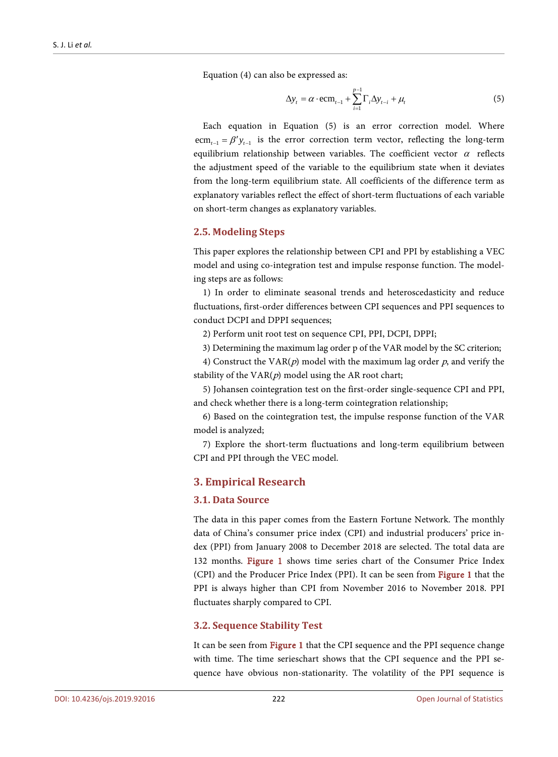Equation (4) can also be expressed as:

$$\Delta y_t = \alpha \cdot \text{ecm}_{t-1} + \sum_{i=1}^{p-1} \Gamma_i \Delta y_{t-i} + \mu_t \tag{5}$$

Each equation in Equation (5) is an error correction model. Where $\text{ecm}_{t-1} = \beta' y_{t-1}$ is the error correction term vector, reflecting the long-term equilibrium relationship between variables. The coefficient vector $\alpha$ reflects the adjustment speed of the variable to the equilibrium state when it deviates from the long-term equilibrium state. All coefficients of the difference term as explanatory variables reflect the effect of short-term fluctuations of each variable on short-term changes as explanatory variables.

### 2.5. Modeling Steps

This paper explores the relationship between CPI and PPI by establishing a VEC model and using co-integration test and impulse response function. The modeling steps are as follows:

1) In order to eliminate seasonal trends and heteroscedasticity and reduce fluctuations, first-order differences between CPI sequences and PPI sequences to conduct DCPI and DPPI sequences;

2) Perform unit root test on sequence CPI, PPI, DCPI, DPPI;

3) Determining the maximum lag order p of the VAR model by the SC criterion;

4) Construct the VAR($p$) model with the maximum lag order $p$, and verify the stability of the VAR($p$) model using the AR root chart;

5) Johansen cointegration test on the first-order single-sequence CPI and PPI, and check whether there is a long-term cointegration relationship;

6) Based on the cointegration test, the impulse response function of the VAR model is analyzed;

7) Explore the short-term fluctuations and long-term equilibrium between CPI and PPI through the VEC model.

## 3. Empirical Research

### 3.1. Data Source

The data in this paper comes from the Eastern Fortune Network. The monthly data of China's consumer price index (CPI) and industrial producers' price index (PPI) from January 2008 to December 2018 are selected. The total data are 132 months. Figure 1 shows time series chart of the Consumer Price Index (CPI) and the Producer Price Index (PPI). It can be seen from Figure 1 that the PPI is always higher than CPI from November 2016 to November 2018. PPI fluctuates sharply compared to CPI.

### 3.2. Sequence Stability Test

It can be seen from Figure 1 that the CPI sequence and the PPI sequence change with time. The time serieschart shows that the CPI sequence and the PPI sequence have obvious non-stationarity. The volatility of the PPI sequence is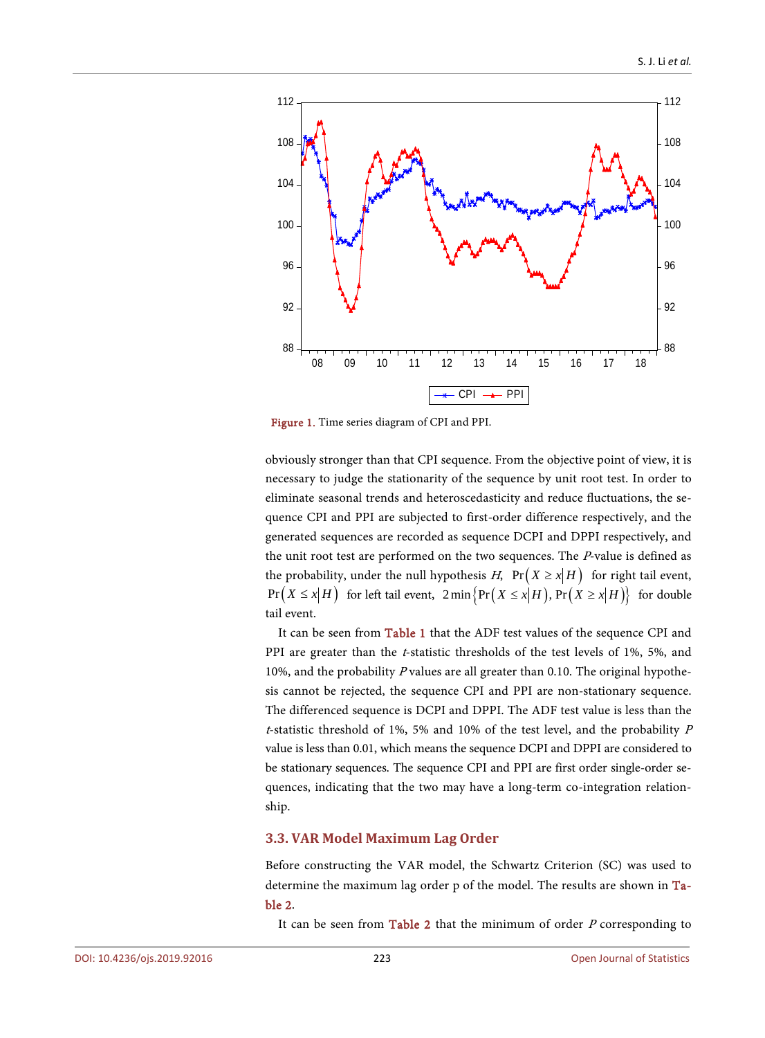112
108
104
100
96
92
88
08 09 10 11 12 13 14 15 16 17 18
CPI PPI

Figure 1. Time series diagram of CPI and PPI.

obviously stronger than that CPI sequence. From the objective point of view, it is necessary to judge the stationarity of the sequence by unit root test. In order to eliminate seasonal trends and heteroscedasticity and reduce fluctuations, the sequence CPI and PPI are subjected to first-order difference respectively, and the generated sequences are recorded as sequence DCPI and DPPI respectively, and the unit root test are performed on the two sequences. The *P*-value is defined as the probability, under the null hypothesis *H*, $\Pr\left(X \geq x \middle| H\right)$ for right tail event, $\Pr\left(X \leq x \middle| H\right)$ for left tail event, $2\min\left\{\Pr\left(X \leq x \middle| H\right), \Pr\left(X \geq x \middle| H\right)\right\}$ for double tail event.

It can be seen from Table 1 that the ADF test values of the sequence CPI and PPI are greater than the *t*-statistic thresholds of the test levels of 1%, 5%, and 10%, and the probability *P* values are all greater than 0.10. The original hypothesis cannot be rejected, the sequence CPI and PPI are non-stationary sequence. The differenced sequence is DCPI and DPPI. The ADF test value is less than the *t*-statistic threshold of 1%, 5% and 10% of the test level, and the probability *P* value is less than 0.01, which means the sequence DCPI and DPPI are considered to be stationary sequences. The sequence CPI and PPI are first order single-order sequences, indicating that the two may have a long-term co-integration relationship.

### 3.3. VAR Model Maximum Lag Order

Before constructing the VAR model, the Schwartz Criterion (SC) was used to determine the maximum lag order p of the model. The results are shown in Table 2.

It can be seen from Table 2 that the minimum of order *P* corresponding to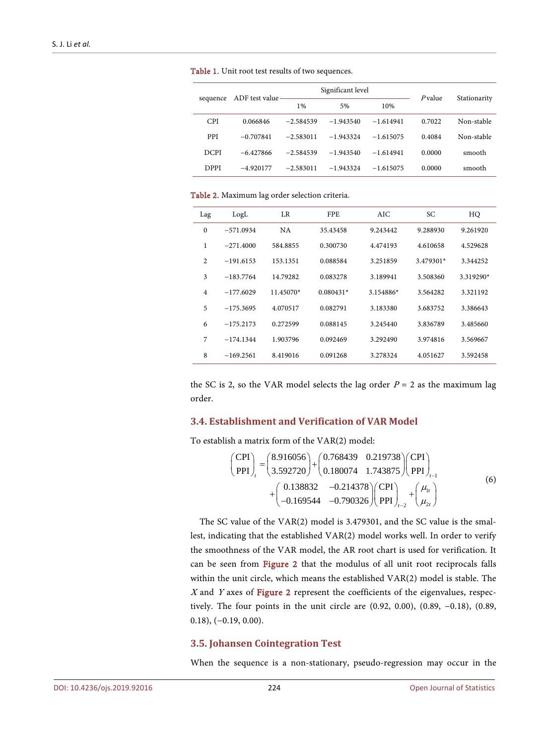Table 1. Unit root test results of two sequences.

| sequence | ADF test value | Significant level | | | P value | Stationarity |
|---|---|---|---|---|---|---|
| | | 1% | 5% | 10% | | |
| CPI | 0.066846 | −2.584539 | −1.943540 | −1.614941 | 0.7022 | Non-stable |
| PPI | −0.707841 | −2.583011 | −1.943324 | −1.615075 | 0.4084 | Non-stable |
| DCPI | −6.427866 | −2.584539 | −1.943540 | −1.614941 | 0.0000 | smooth |
| DPPI | −4.920177 | −2.583011 | −1.943324 | −1.615075 | 0.0000 | smooth |

Table 2. Maximum lag order selection criteria.

| Lag | LogL | LR | FPE | AIC | SC | HQ |
|---|---|---|---|---|---|---|
| 0 | −571.0934 | NA | 35.43458 | 9.243442 | 9.288930 | 9.261920 |
| 1 | −271.4000 | 584.8855 | 0.300730 | 4.474193 | 4.610658 | 4.529628 |
| 2 | −191.6153 | 153.1351 | 0.088584 | 3.251859 | 3.479301* | 3.344252 |
| 3 | −183.7764 | 14.79282 | 0.083278 | 3.189941 | 3.508360 | 3.319290* |
| 4 | −177.6029 | 11.45070* | 0.080431* | 3.154886* | 3.564282 | 3.321192 |
| 5 | −175.3695 | 4.070517 | 0.082791 | 3.183380 | 3.683752 | 3.386643 |
| 6 | −175.2173 | 0.272599 | 0.088145 | 3.245440 | 3.836789 | 3.485660 |
| 7 | −174.1344 | 1.903796 | 0.092469 | 3.292490 | 3.974816 | 3.569667 |
| 8 | −169.2561 | 8.419016 | 0.091268 | 3.278324 | 4.051627 | 3.592458 |

the SC is 2, so the VAR model selects the lag order $P = 2$ as the maximum lag order.

### 3.4. Establishment and Verification of VAR Model

To establish a matrix form of the VAR(2) model:

$$\begin{pmatrix} \text{CPI} \\ \text{PPI} \end{pmatrix}_t = \begin{pmatrix} 8.916056 \\ 3.592720 \end{pmatrix} + \begin{pmatrix} 0.768439 & 0.219738 \\ 0.180074 & 1.743875 \end{pmatrix} \begin{pmatrix} \text{CPI} \\ \text{PPI} \end{pmatrix}_{t-1} + \begin{pmatrix} 0.138832 & -0.214378 \\ -0.169544 & -0.790326 \end{pmatrix} \begin{pmatrix} \text{CPI} \\ \text{PPI} \end{pmatrix}_{t-2} + \begin{pmatrix} \mu_{1t} \\ \mu_{2t} \end{pmatrix} \tag{6}$$

The SC value of the VAR(2) model is 3.479301, and the SC value is the smallest, indicating that the established VAR(2) model works well. In order to verify the smoothness of the VAR model, the AR root chart is used for verification. It can be seen from Figure 2 that the modulus of all unit root reciprocals falls within the unit circle, which means the established VAR(2) model is stable. The $X$ and $Y$ axes of Figure 2 represent the coefficients of the eigenvalues, respectively. The four points in the unit circle are (0.92, 0.00), (0.89, −0.18), (0.89, 0.18), (−0.19, 0.00).

### 3.5. Johansen Cointegration Test

When the sequence is a non-stationary, pseudo-regression may occur in the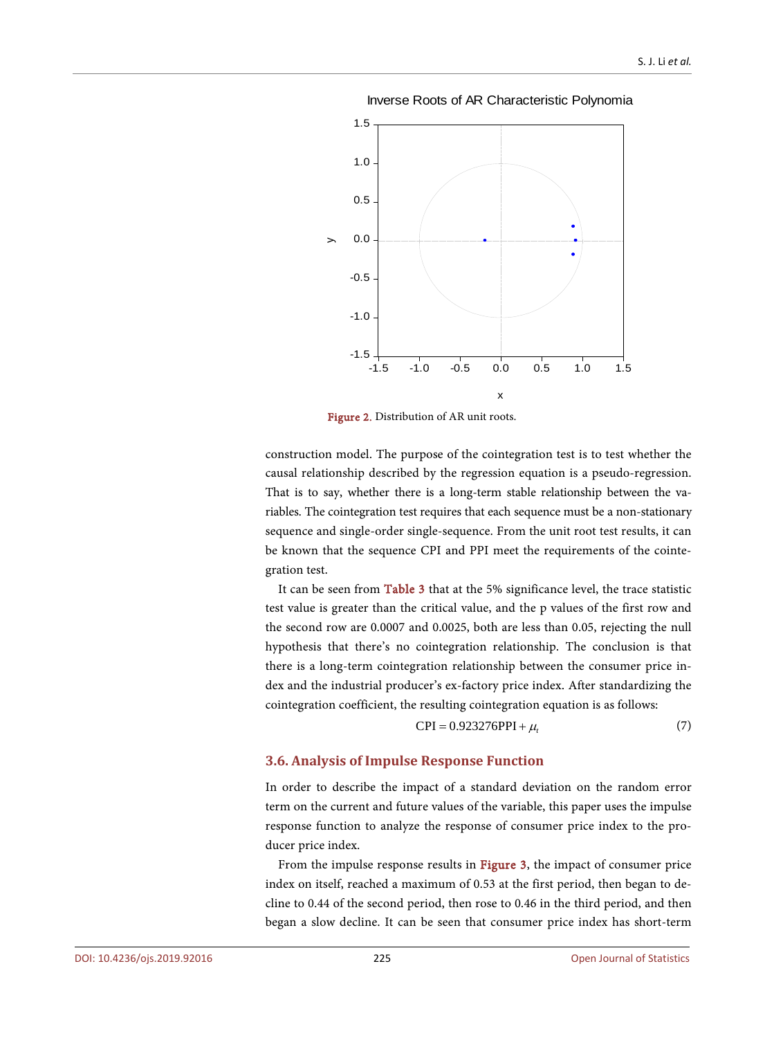Inverse Roots of AR Characteristic Polynomia

1.5
1.0
0.5
0.0
-0.5
-1.0
-1.5

y

-1.5 -1.0 -0.5 0.0 0.5 1.0 1.5

x

**Figure 2.** Distribution of AR unit roots.

construction model. The purpose of the cointegration test is to test whether the causal relationship described by the regression equation is a pseudo-regression. That is to say, whether there is a long-term stable relationship between the variables. The cointegration test requires that each sequence must be a non-stationary sequence and single-order single-sequence. From the unit root test results, it can be known that the sequence CPI and PPI meet the requirements of the cointegration test.

It can be seen from Table 3 that at the 5% significance level, the trace statistic test value is greater than the critical value, and the p values of the first row and the second row are 0.0007 and 0.0025, both are less than 0.05, rejecting the null hypothesis that there's no cointegration relationship. The conclusion is that there is a long-term cointegration relationship between the consumer price index and the industrial producer's ex-factory price index. After standardizing the cointegration coefficient, the resulting cointegration equation is as follows:

$$\text{CPI} = 0.923276\text{PPI} + \mu_t \tag{7}$$

### 3.6. Analysis of Impulse Response Function

In order to describe the impact of a standard deviation on the random error term on the current and future values of the variable, this paper uses the impulse response function to analyze the response of consumer price index to the producer price index.

From the impulse response results in Figure 3, the impact of consumer price index on itself, reached a maximum of 0.53 at the first period, then began to decline to 0.44 of the second period, then rose to 0.46 in the third period, and then began a slow decline. It can be seen that consumer price index has short-term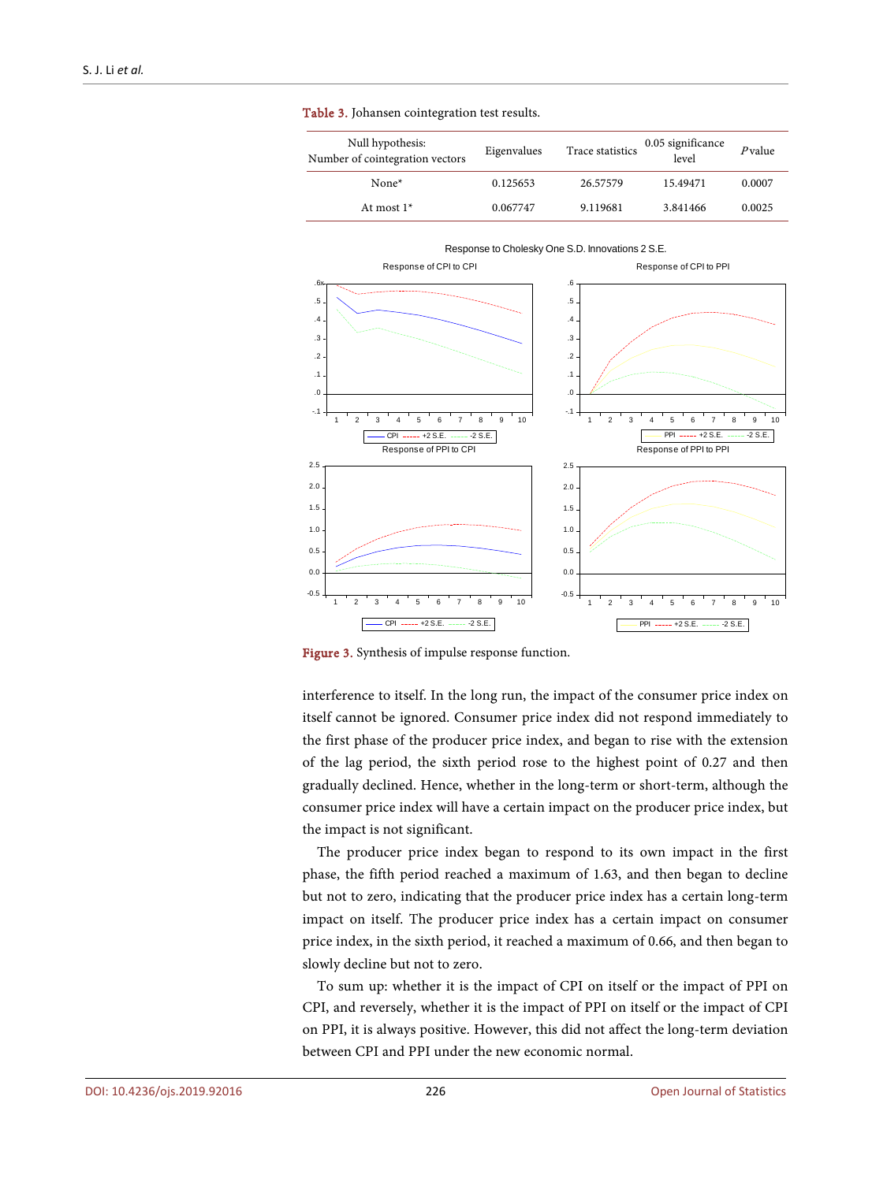Table 3. Johansen cointegration test results.

| Null hypothesis: Number of cointegration vectors | Eigenvalues | Trace statistics | 0.05 significance level | *P* value |
|---|---|---|---|---|
| None* | 0.125653 | 26.57579 | 15.49471 | 0.0007 |
| At most 1* | 0.067747 | 9.119681 | 3.841466 | 0.0025 |

Response to Cholesky One S.D. Innovations 2 S.E.

Response of CPI to CPI

CPI +2 S.E. -2 S.E.

Response of CPI to PPI

PPI +2 S.E. -2 S.E.

Response of PPI to CPI

CPI +2 S.E. -2 S.E.

Response of PPI to PPI

PPI +2 S.E. -2 S.E.

Figure 3. Synthesis of impulse response function.

interference to itself. In the long run, the impact of the consumer price index on itself cannot be ignored. Consumer price index did not respond immediately to the first phase of the producer price index, and began to rise with the extension of the lag period, the sixth period rose to the highest point of 0.27 and then gradually declined. Hence, whether in the long-term or short-term, although the consumer price index will have a certain impact on the producer price index, but the impact is not significant.

The producer price index began to respond to its own impact in the first phase, the fifth period reached a maximum of 1.63, and then began to decline but not to zero, indicating that the producer price index has a certain long-term impact on itself. The producer price index has a certain impact on consumer price index, in the sixth period, it reached a maximum of 0.66, and then began to slowly decline but not to zero.

To sum up: whether it is the impact of CPI on itself or the impact of PPI on CPI, and reversely, whether it is the impact of PPI on itself or the impact of CPI on PPI, it is always positive. However, this did not affect the long-term deviation between CPI and PPI under the new economic normal.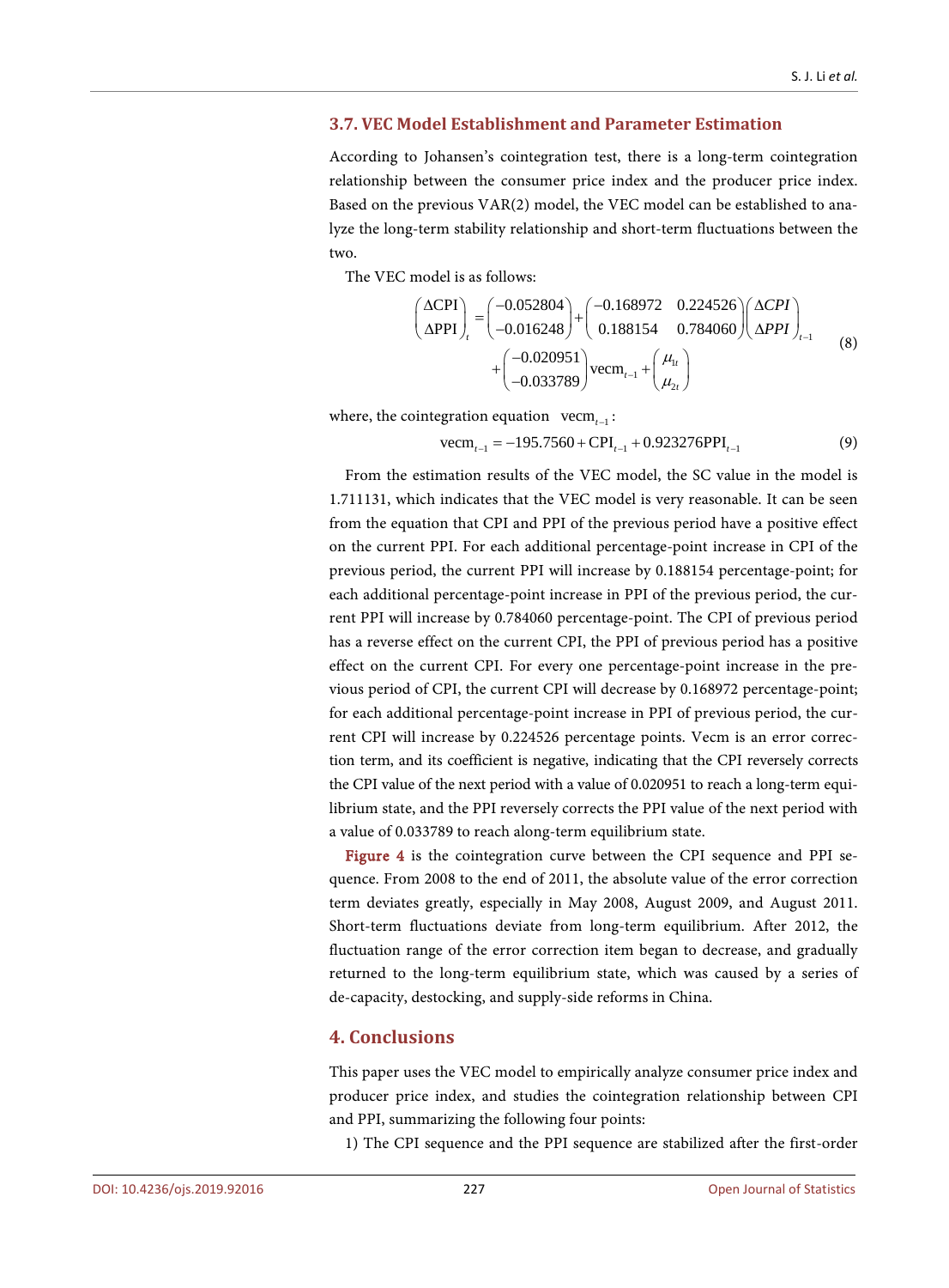### 3.7. VEC Model Establishment and Parameter Estimation

According to Johansen's cointegration test, there is a long-term cointegration relationship between the consumer price index and the producer price index. Based on the previous VAR(2) model, the VEC model can be established to analyze the long-term stability relationship and short-term fluctuations between the two.

The VEC model is as follows:

$$\begin{pmatrix} \Delta \mathrm{CPI} \\ \Delta \mathrm{PPI} \end{pmatrix}_t = \begin{pmatrix} -0.052804 \\ -0.016248 \end{pmatrix} + \begin{pmatrix} -0.168972 & 0.224526 \\ 0.188154 & 0.784060 \end{pmatrix} \begin{pmatrix} \Delta CPI \\ \Delta PPI \end{pmatrix}_{t-1} + \begin{pmatrix} -0.020951 \\ -0.033789 \end{pmatrix} \mathrm{vecm}_{t-1} + \begin{pmatrix} \mu_{1t} \\ \mu_{2t} \end{pmatrix} \tag{8}$$

where, the cointegration equation $\mathrm{vecm}_{t-1}$:

$$\mathrm{vecm}_{t-1} = -195.7560 + \mathrm{CPI}_{t-1} + 0.923276\mathrm{PPI}_{t-1} \tag{9}$$

From the estimation results of the VEC model, the SC value in the model is 1.711131, which indicates that the VEC model is very reasonable. It can be seen from the equation that CPI and PPI of the previous period have a positive effect on the current PPI. For each additional percentage-point increase in CPI of the previous period, the current PPI will increase by 0.188154 percentage-point; for each additional percentage-point increase in PPI of the previous period, the current PPI will increase by 0.784060 percentage-point. The CPI of previous period has a reverse effect on the current CPI, the PPI of previous period has a positive effect on the current CPI. For every one percentage-point increase in the previous period of CPI, the current CPI will decrease by 0.168972 percentage-point; for each additional percentage-point increase in PPI of previous period, the current CPI will increase by 0.224526 percentage points. Vecm is an error correction term, and its coefficient is negative, indicating that the CPI reversely corrects the CPI value of the next period with a value of 0.020951 to reach a long-term equilibrium state, and the PPI reversely corrects the PPI value of the next period with a value of 0.033789 to reach along-term equilibrium state.

Figure 4 is the cointegration curve between the CPI sequence and PPI sequence. From 2008 to the end of 2011, the absolute value of the error correction term deviates greatly, especially in May 2008, August 2009, and August 2011. Short-term fluctuations deviate from long-term equilibrium. After 2012, the fluctuation range of the error correction item began to decrease, and gradually returned to the long-term equilibrium state, which was caused by a series of de-capacity, destocking, and supply-side reforms in China.

## 4. Conclusions

This paper uses the VEC model to empirically analyze consumer price index and producer price index, and studies the cointegration relationship between CPI and PPI, summarizing the following four points:

1) The CPI sequence and the PPI sequence are stabilized after the first-order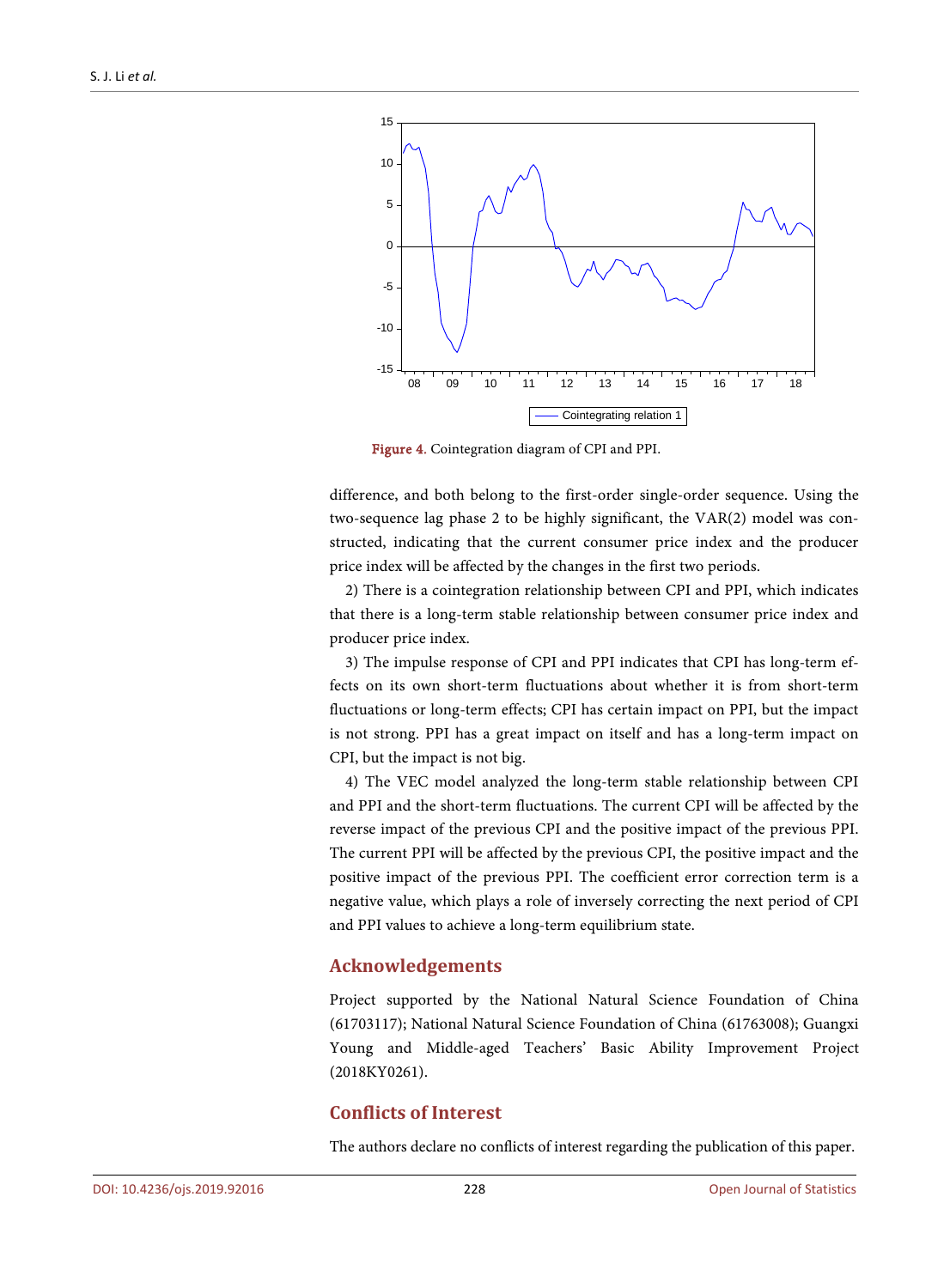15

10

5

0

-5

-10

-15

08 09 10 11 12 13 14 15 16 17 18

Cointegrating relation 1

**Figure 4.** Cointegration diagram of CPI and PPI.

difference, and both belong to the first-order single-order sequence. Using the two-sequence lag phase 2 to be highly significant, the VAR(2) model was constructed, indicating that the current consumer price index and the producer price index will be affected by the changes in the first two periods.

2) There is a cointegration relationship between CPI and PPI, which indicates that there is a long-term stable relationship between consumer price index and producer price index.

3) The impulse response of CPI and PPI indicates that CPI has long-term effects on its own short-term fluctuations about whether it is from short-term fluctuations or long-term effects; CPI has certain impact on PPI, but the impact is not strong. PPI has a great impact on itself and has a long-term impact on CPI, but the impact is not big.

4) The VEC model analyzed the long-term stable relationship between CPI and PPI and the short-term fluctuations. The current CPI will be affected by the reverse impact of the previous CPI and the positive impact of the previous PPI. The current PPI will be affected by the previous CPI, the positive impact and the positive impact of the previous PPI. The coefficient error correction term is a negative value, which plays a role of inversely correcting the next period of CPI and PPI values to achieve a long-term equilibrium state.

## Acknowledgements

Project supported by the National Natural Science Foundation of China (61703117); National Natural Science Foundation of China (61763008); Guangxi Young and Middle-aged Teachers' Basic Ability Improvement Project (2018KY0261).

## Conflicts of Interest

The authors declare no conflicts of interest regarding the publication of this paper.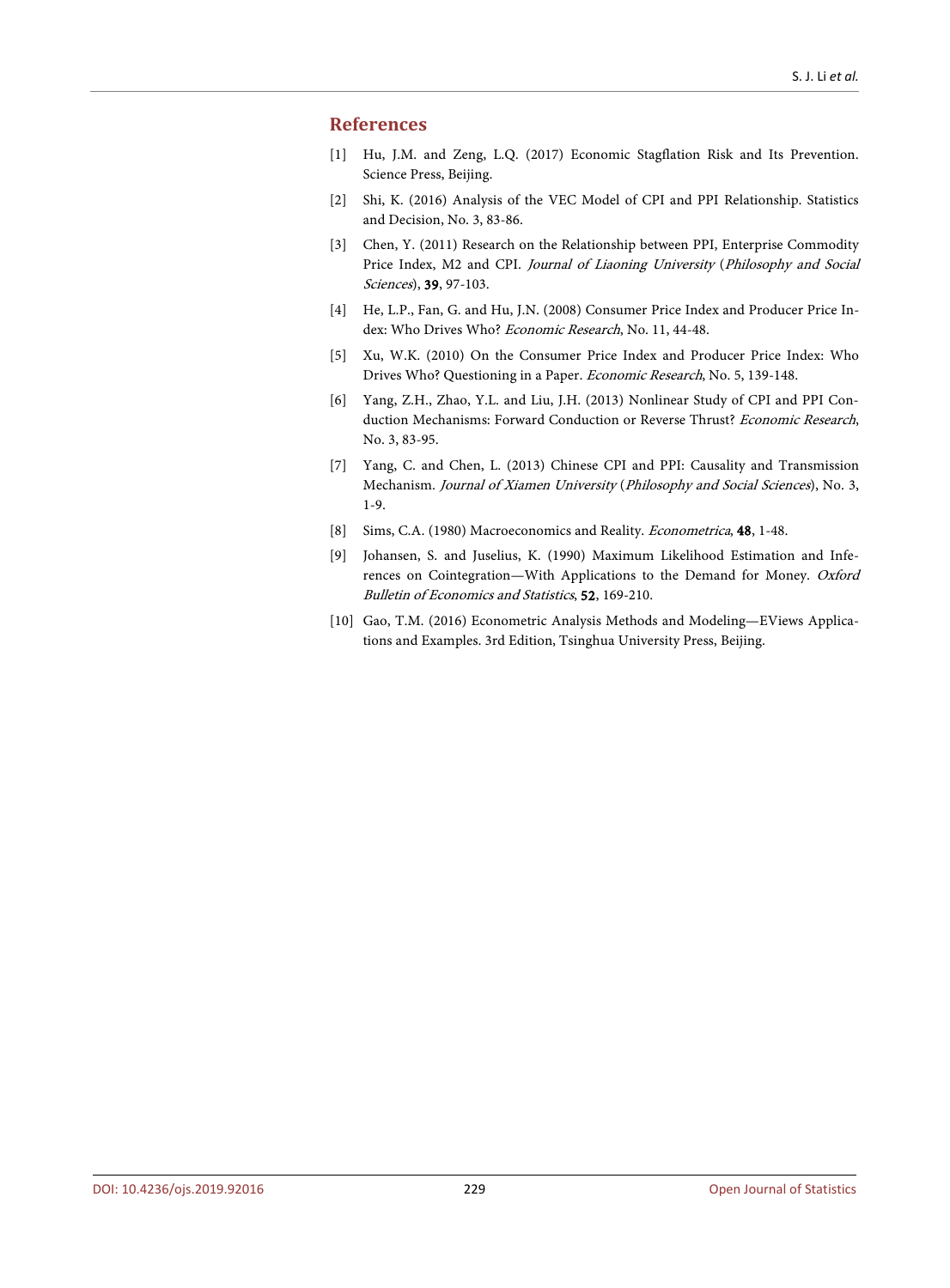## References

[1] Hu, J.M. and Zeng, L.Q. (2017) Economic Stagflation Risk and Its Prevention. Science Press, Beijing.

[2] Shi, K. (2016) Analysis of the VEC Model of CPI and PPI Relationship. Statistics and Decision, No. 3, 83-86.

[3] Chen, Y. (2011) Research on the Relationship between PPI, Enterprise Commodity Price Index, M2 and CPI. *Journal of Liaoning University* (*Philosophy and Social Sciences*), **39**, 97-103.

[4] He, L.P., Fan, G. and Hu, J.N. (2008) Consumer Price Index and Producer Price Index: Who Drives Who? *Economic Research*, No. 11, 44-48.

[5] Xu, W.K. (2010) On the Consumer Price Index and Producer Price Index: Who Drives Who? Questioning in a Paper. *Economic Research*, No. 5, 139-148.

[6] Yang, Z.H., Zhao, Y.L. and Liu, J.H. (2013) Nonlinear Study of CPI and PPI Conduction Mechanisms: Forward Conduction or Reverse Thrust? *Economic Research*, No. 3, 83-95.

[7] Yang, C. and Chen, L. (2013) Chinese CPI and PPI: Causality and Transmission Mechanism. *Journal of Xiamen University* (*Philosophy and Social Sciences*), No. 3, 1-9.

[8] Sims, C.A. (1980) Macroeconomics and Reality. *Econometrica*, **48**, 1-48.

[9] Johansen, S. and Juselius, K. (1990) Maximum Likelihood Estimation and Inferences on Cointegration—With Applications to the Demand for Money. *Oxford Bulletin of Economics and Statistics*, **52**, 169-210.

[10] Gao, T.M. (2016) Econometric Analysis Methods and Modeling—EViews Applications and Examples. 3rd Edition, Tsinghua University Press, Beijing.